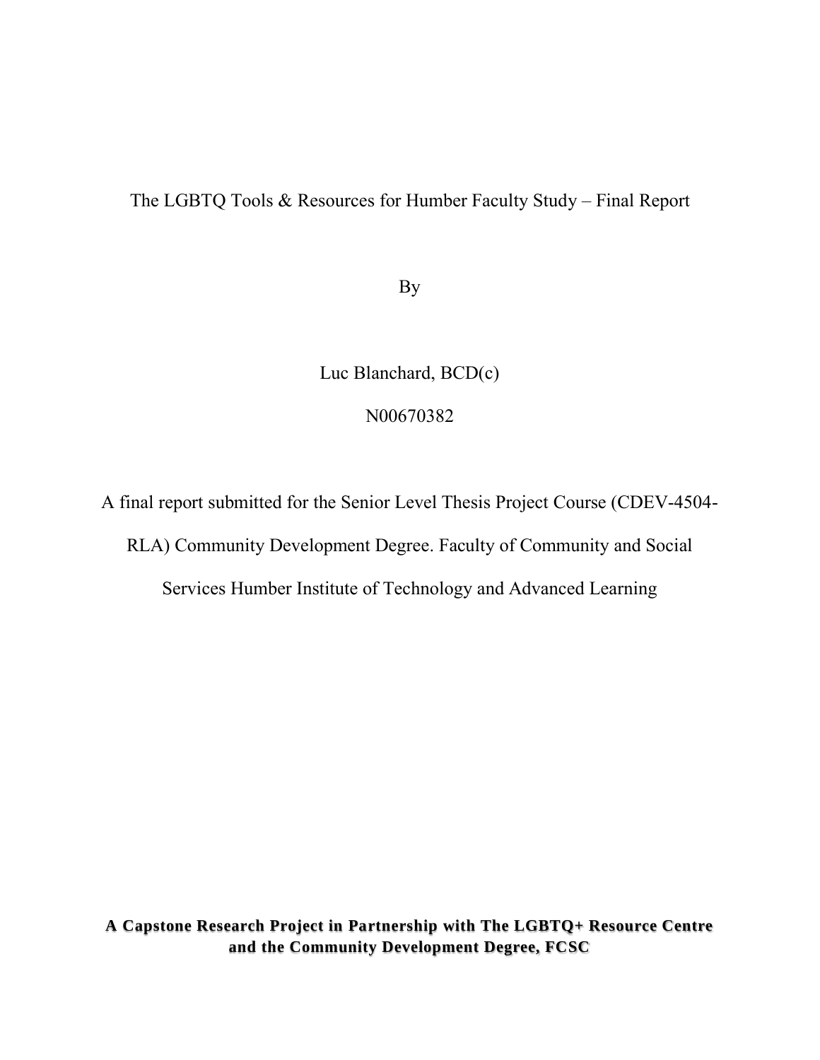# The LGBTQ Tools & Resources for Humber Faculty Study – Final Report

By

Luc Blanchard, BCD(c)

N00670382

A final report submitted for the Senior Level Thesis Project Course (CDEV-4504-RLA) Community Development Degree. Faculty of Community and Social Services Humber Institute of Technology and Advanced Learning

**A Capstone Research Project in Partnership with The LGBTQ+ Resource Centre and the Community Development Degree, FCSC**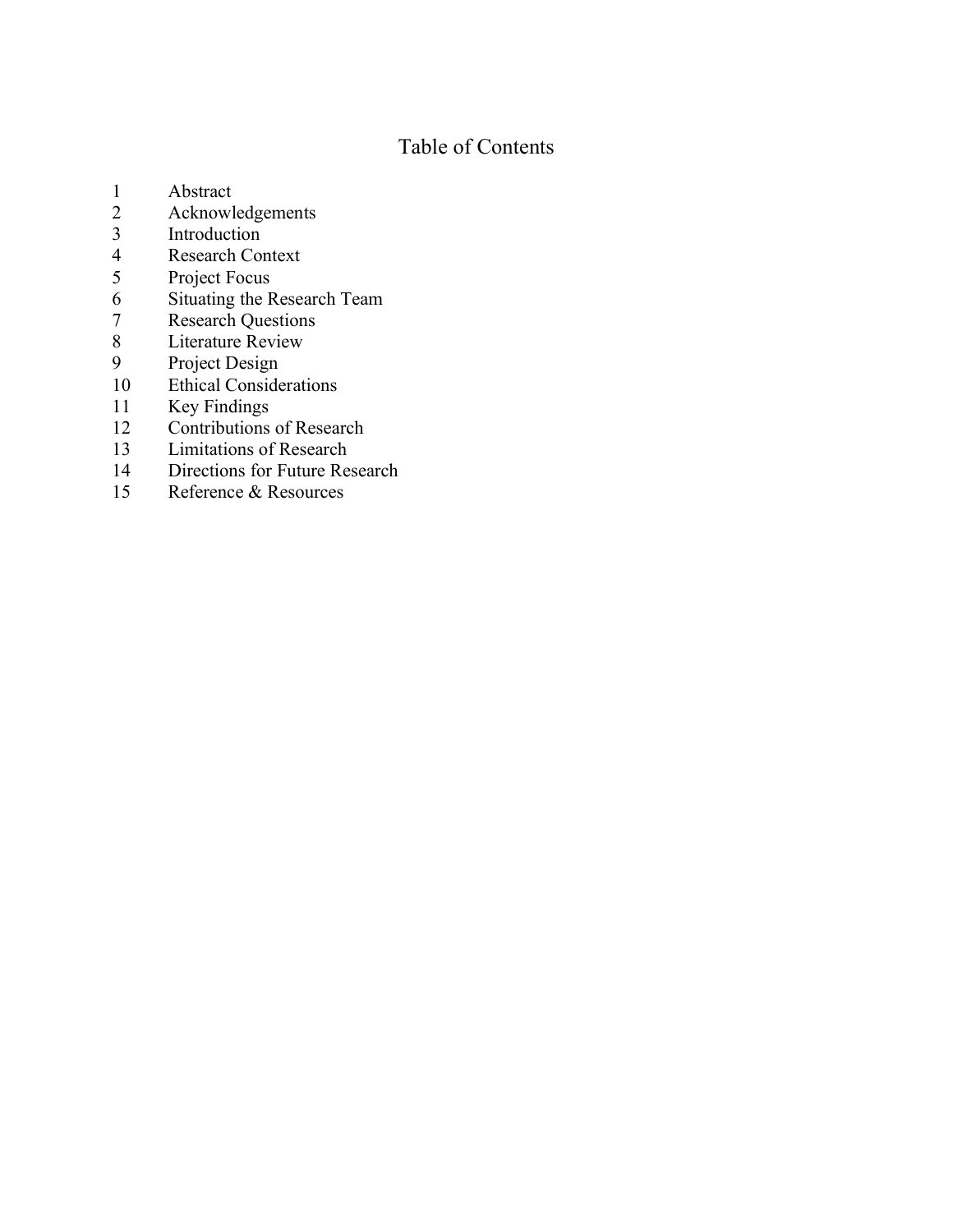# Table of Contents

1 Abstract
2 Acknowledgements
3 Introduction
4 Research Context
5 Project Focus
6 Situating the Research Team
7 Research Questions
8 Literature Review
9 Project Design
10 Ethical Considerations
11 Key Findings
12 Contributions of Research
13 Limitations of Research
14 Directions for Future Research
15 Reference & Resources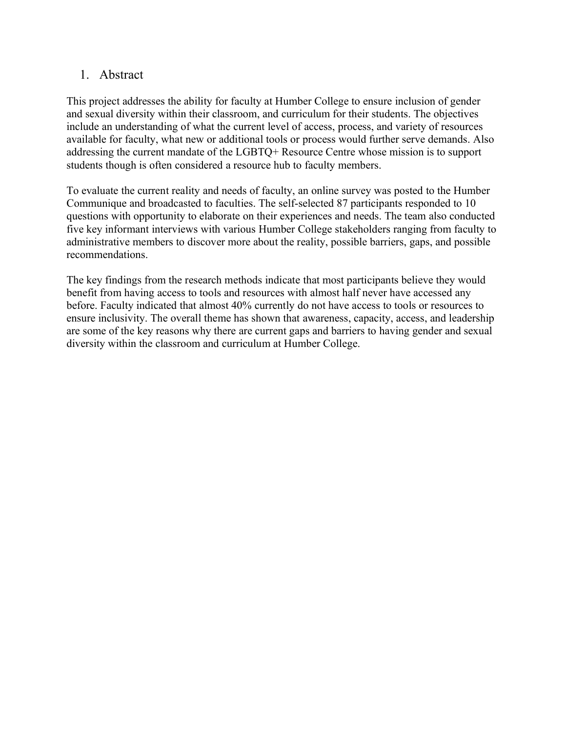# 1. Abstract

This project addresses the ability for faculty at Humber College to ensure inclusion of gender and sexual diversity within their classroom, and curriculum for their students. The objectives include an understanding of what the current level of access, process, and variety of resources available for faculty, what new or additional tools or process would further serve demands. Also addressing the current mandate of the LGBTQ+ Resource Centre whose mission is to support students though is often considered a resource hub to faculty members.

To evaluate the current reality and needs of faculty, an online survey was posted to the Humber Communique and broadcasted to faculties. The self-selected 87 participants responded to 10 questions with opportunity to elaborate on their experiences and needs. The team also conducted five key informant interviews with various Humber College stakeholders ranging from faculty to administrative members to discover more about the reality, possible barriers, gaps, and possible recommendations.

The key findings from the research methods indicate that most participants believe they would benefit from having access to tools and resources with almost half never have accessed any before. Faculty indicated that almost 40% currently do not have access to tools or resources to ensure inclusivity. The overall theme has shown that awareness, capacity, access, and leadership are some of the key reasons why there are current gaps and barriers to having gender and sexual diversity within the classroom and curriculum at Humber College.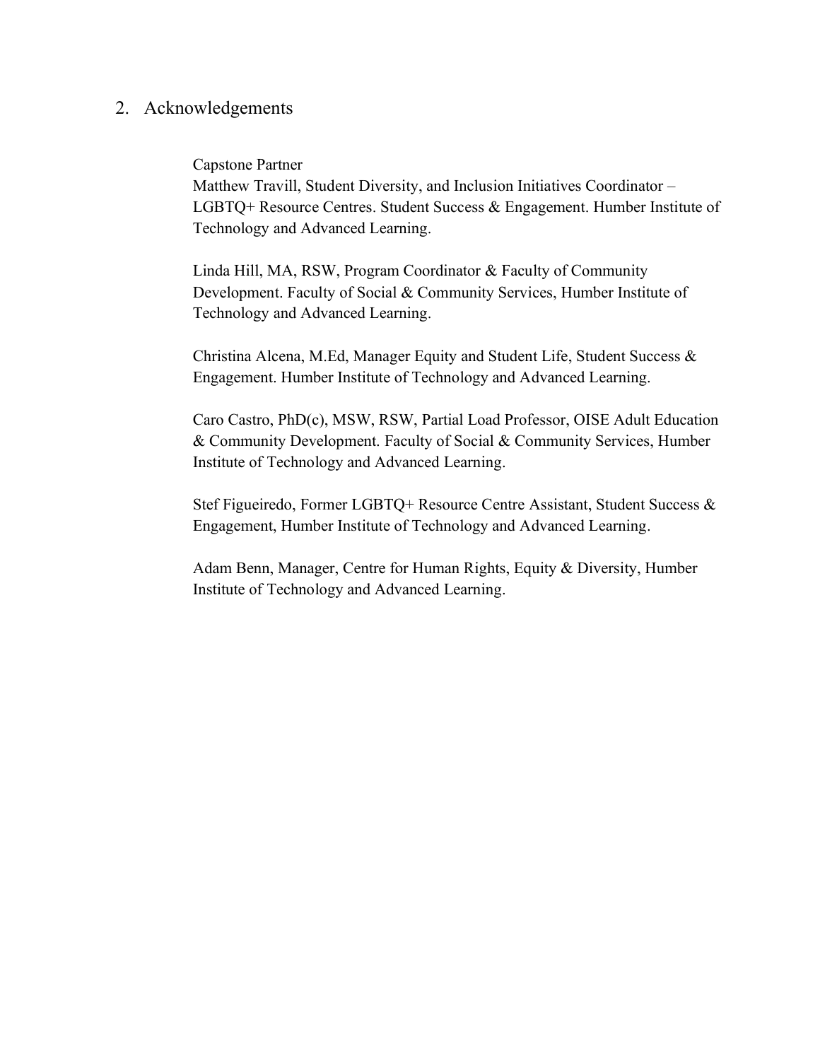## 2. Acknowledgements

Capstone Partner
Matthew Travill, Student Diversity, and Inclusion Initiatives Coordinator – LGBTQ+ Resource Centres. Student Success & Engagement. Humber Institute of Technology and Advanced Learning.

Linda Hill, MA, RSW, Program Coordinator & Faculty of Community Development. Faculty of Social & Community Services, Humber Institute of Technology and Advanced Learning.

Christina Alcena, M.Ed, Manager Equity and Student Life, Student Success & Engagement. Humber Institute of Technology and Advanced Learning.

Caro Castro, PhD(c), MSW, RSW, Partial Load Professor, OISE Adult Education & Community Development. Faculty of Social & Community Services, Humber Institute of Technology and Advanced Learning.

Stef Figueiredo, Former LGBTQ+ Resource Centre Assistant, Student Success & Engagement, Humber Institute of Technology and Advanced Learning.

Adam Benn, Manager, Centre for Human Rights, Equity & Diversity, Humber Institute of Technology and Advanced Learning.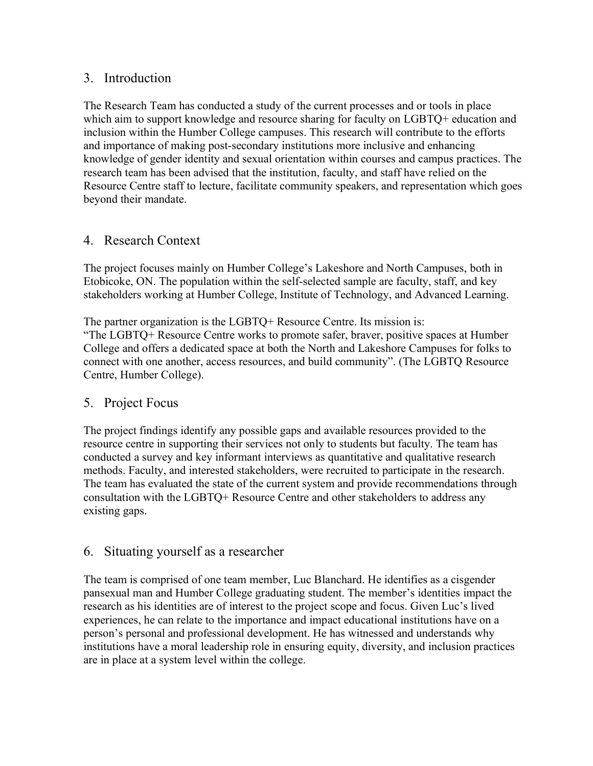## 3. Introduction

The Research Team has conducted a study of the current processes and or tools in place which aim to support knowledge and resource sharing for faculty on LGBTQ+ education and inclusion within the Humber College campuses. This research will contribute to the efforts and importance of making post-secondary institutions more inclusive and enhancing knowledge of gender identity and sexual orientation within courses and campus practices. The research team has been advised that the institution, faculty, and staff have relied on the Resource Centre staff to lecture, facilitate community speakers, and representation which goes beyond their mandate.

## 4. Research Context

The project focuses mainly on Humber College's Lakeshore and North Campuses, both in Etobicoke, ON. The population within the self-selected sample are faculty, staff, and key stakeholders working at Humber College, Institute of Technology, and Advanced Learning.

The partner organization is the LGBTQ+ Resource Centre. Its mission is:
"The LGBTQ+ Resource Centre works to promote safer, braver, positive spaces at Humber College and offers a dedicated space at both the North and Lakeshore Campuses for folks to connect with one another, access resources, and build community". (The LGBTQ Resource Centre, Humber College).

## 5. Project Focus

The project findings identify any possible gaps and available resources provided to the resource centre in supporting their services not only to students but faculty. The team has conducted a survey and key informant interviews as quantitative and qualitative research methods. Faculty, and interested stakeholders, were recruited to participate in the research. The team has evaluated the state of the current system and provide recommendations through consultation with the LGBTQ+ Resource Centre and other stakeholders to address any existing gaps.

## 6. Situating yourself as a researcher

The team is comprised of one team member, Luc Blanchard. He identifies as a cisgender pansexual man and Humber College graduating student. The member's identities impact the research as his identities are of interest to the project scope and focus. Given Luc's lived experiences, he can relate to the importance and impact educational institutions have on a person's personal and professional development. He has witnessed and understands why institutions have a moral leadership role in ensuring equity, diversity, and inclusion practices are in place at a system level within the college.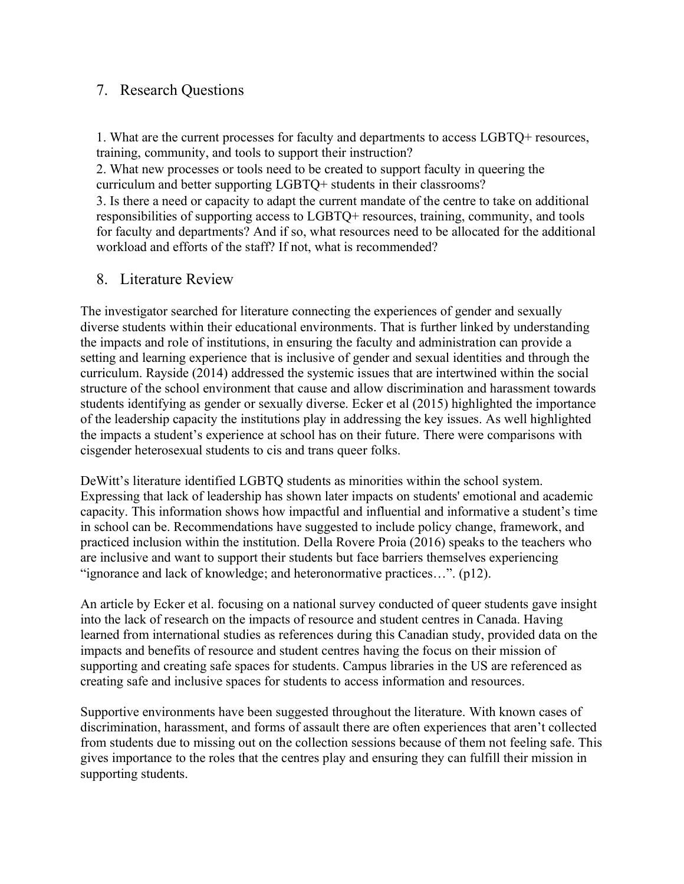## 7. Research Questions

1. What are the current processes for faculty and departments to access LGBTQ+ resources, training, community, and tools to support their instruction?
2. What new processes or tools need to be created to support faculty in queering the curriculum and better supporting LGBTQ+ students in their classrooms?
3. Is there a need or capacity to adapt the current mandate of the centre to take on additional responsibilities of supporting access to LGBTQ+ resources, training, community, and tools for faculty and departments? And if so, what resources need to be allocated for the additional workload and efforts of the staff? If not, what is recommended?

## 8. Literature Review

The investigator searched for literature connecting the experiences of gender and sexually diverse students within their educational environments. That is further linked by understanding the impacts and role of institutions, in ensuring the faculty and administration can provide a setting and learning experience that is inclusive of gender and sexual identities and through the curriculum. Rayside (2014) addressed the systemic issues that are intertwined within the social structure of the school environment that cause and allow discrimination and harassment towards students identifying as gender or sexually diverse. Ecker et al (2015) highlighted the importance of the leadership capacity the institutions play in addressing the key issues. As well highlighted the impacts a student's experience at school has on their future. There were comparisons with cisgender heterosexual students to cis and trans queer folks.

DeWitt's literature identified LGBTQ students as minorities within the school system. Expressing that lack of leadership has shown later impacts on students' emotional and academic capacity. This information shows how impactful and influential and informative a student's time in school can be. Recommendations have suggested to include policy change, framework, and practiced inclusion within the institution. Della Rovere Proia (2016) speaks to the teachers who are inclusive and want to support their students but face barriers themselves experiencing "ignorance and lack of knowledge; and heteronormative practices…". (p12).

An article by Ecker et al. focusing on a national survey conducted of queer students gave insight into the lack of research on the impacts of resource and student centres in Canada. Having learned from international studies as references during this Canadian study, provided data on the impacts and benefits of resource and student centres having the focus on their mission of supporting and creating safe spaces for students. Campus libraries in the US are referenced as creating safe and inclusive spaces for students to access information and resources.

Supportive environments have been suggested throughout the literature. With known cases of discrimination, harassment, and forms of assault there are often experiences that aren't collected from students due to missing out on the collection sessions because of them not feeling safe. This gives importance to the roles that the centres play and ensuring they can fulfill their mission in supporting students.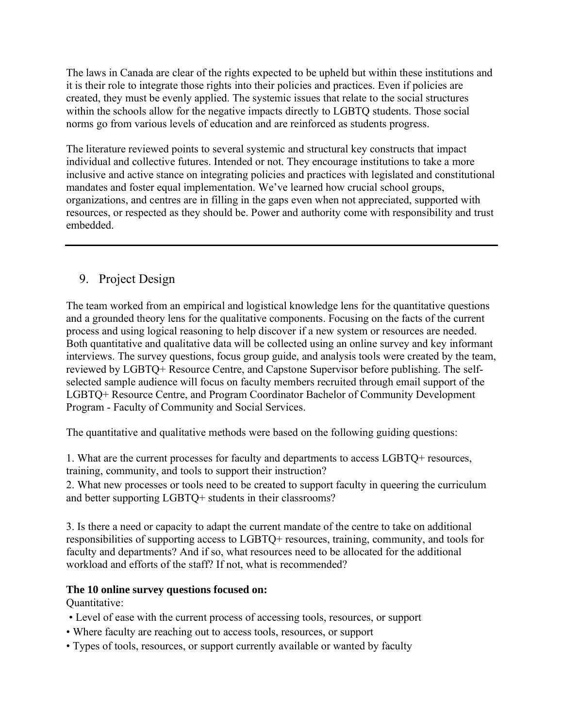The laws in Canada are clear of the rights expected to be upheld but within these institutions and it is their role to integrate those rights into their policies and practices. Even if policies are created, they must be evenly applied. The systemic issues that relate to the social structures within the schools allow for the negative impacts directly to LGBTQ students. Those social norms go from various levels of education and are reinforced as students progress.

The literature reviewed points to several systemic and structural key constructs that impact individual and collective futures. Intended or not. They encourage institutions to take a more inclusive and active stance on integrating policies and practices with legislated and constitutional mandates and foster equal implementation. We've learned how crucial school groups, organizations, and centres are in filling in the gaps even when not appreciated, supported with resources, or respected as they should be. Power and authority come with responsibility and trust embedded.

---

## 9. Project Design

The team worked from an empirical and logistical knowledge lens for the quantitative questions and a grounded theory lens for the qualitative components. Focusing on the facts of the current process and using logical reasoning to help discover if a new system or resources are needed. Both quantitative and qualitative data will be collected using an online survey and key informant interviews. The survey questions, focus group guide, and analysis tools were created by the team, reviewed by LGBTQ+ Resource Centre, and Capstone Supervisor before publishing. The self-selected sample audience will focus on faculty members recruited through email support of the LGBTQ+ Resource Centre, and Program Coordinator Bachelor of Community Development Program - Faculty of Community and Social Services.

The quantitative and qualitative methods were based on the following guiding questions:

1. What are the current processes for faculty and departments to access LGBTQ+ resources, training, community, and tools to support their instruction?
2. What new processes or tools need to be created to support faculty in queering the curriculum and better supporting LGBTQ+ students in their classrooms?

3. Is there a need or capacity to adapt the current mandate of the centre to take on additional responsibilities of supporting access to LGBTQ+ resources, training, community, and tools for faculty and departments? And if so, what resources need to be allocated for the additional workload and efforts of the staff? If not, what is recommended?

**The 10 online survey questions focused on:**

Quantitative:

- Level of ease with the current process of accessing tools, resources, or support
- Where faculty are reaching out to access tools, resources, or support
- Types of tools, resources, or support currently available or wanted by faculty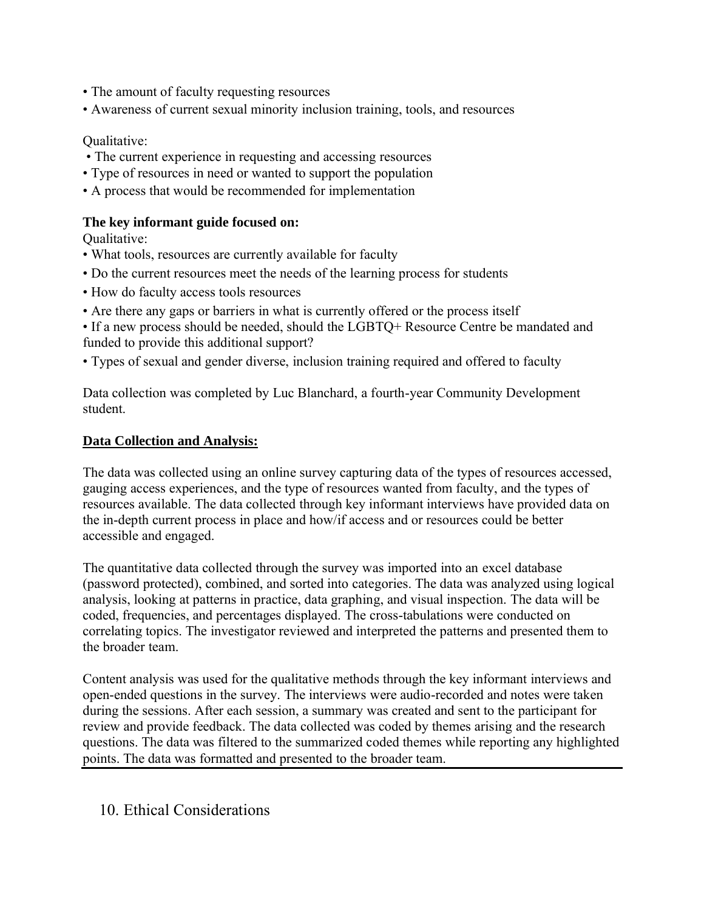- The amount of faculty requesting resources
- Awareness of current sexual minority inclusion training, tools, and resources

Qualitative:

- The current experience in requesting and accessing resources
- Type of resources in need or wanted to support the population
- A process that would be recommended for implementation

**The key informant guide focused on:**

Qualitative:

- What tools, resources are currently available for faculty
- Do the current resources meet the needs of the learning process for students
- How do faculty access tools resources
- Are there any gaps or barriers in what is currently offered or the process itself
- If a new process should be needed, should the LGBTQ+ Resource Centre be mandated and funded to provide this additional support?
- Types of sexual and gender diverse, inclusion training required and offered to faculty

Data collection was completed by Luc Blanchard, a fourth-year Community Development student.

**Data Collection and Analysis:**

The data was collected using an online survey capturing data of the types of resources accessed, gauging access experiences, and the type of resources wanted from faculty, and the types of resources available. The data collected through key informant interviews have provided data on the in-depth current process in place and how/if access and or resources could be better accessible and engaged.

The quantitative data collected through the survey was imported into an excel database (password protected), combined, and sorted into categories. The data was analyzed using logical analysis, looking at patterns in practice, data graphing, and visual inspection. The data will be coded, frequencies, and percentages displayed. The cross-tabulations were conducted on correlating topics. The investigator reviewed and interpreted the patterns and presented them to the broader team.

Content analysis was used for the qualitative methods through the key informant interviews and open-ended questions in the survey. The interviews were audio-recorded and notes were taken during the sessions. After each session, a summary was created and sent to the participant for review and provide feedback. The data collected was coded by themes arising and the research questions. The data was filtered to the summarized coded themes while reporting any highlighted points. The data was formatted and presented to the broader team.

## 10. Ethical Considerations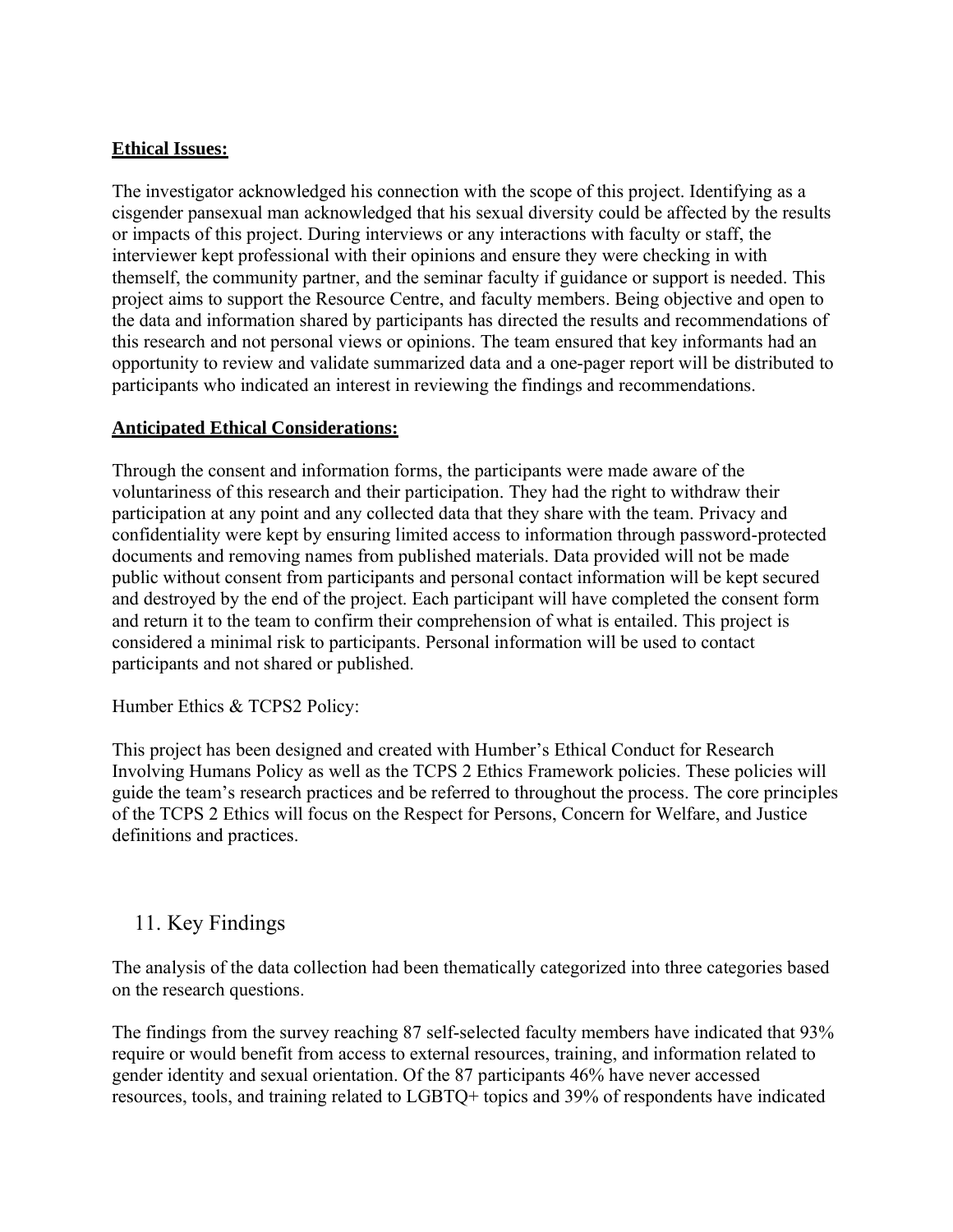**Ethical Issues:**

The investigator acknowledged his connection with the scope of this project. Identifying as a cisgender pansexual man acknowledged that his sexual diversity could be affected by the results or impacts of this project. During interviews or any interactions with faculty or staff, the interviewer kept professional with their opinions and ensure they were checking in with themself, the community partner, and the seminar faculty if guidance or support is needed. This project aims to support the Resource Centre, and faculty members. Being objective and open to the data and information shared by participants has directed the results and recommendations of this research and not personal views or opinions. The team ensured that key informants had an opportunity to review and validate summarized data and a one-pager report will be distributed to participants who indicated an interest in reviewing the findings and recommendations.

**Anticipated Ethical Considerations:**

Through the consent and information forms, the participants were made aware of the voluntariness of this research and their participation. They had the right to withdraw their participation at any point and any collected data that they share with the team. Privacy and confidentiality were kept by ensuring limited access to information through password-protected documents and removing names from published materials. Data provided will not be made public without consent from participants and personal contact information will be kept secured and destroyed by the end of the project. Each participant will have completed the consent form and return it to the team to confirm their comprehension of what is entailed. This project is considered a minimal risk to participants. Personal information will be used to contact participants and not shared or published.

Humber Ethics & TCPS2 Policy:

This project has been designed and created with Humber's Ethical Conduct for Research Involving Humans Policy as well as the TCPS 2 Ethics Framework policies. These policies will guide the team's research practices and be referred to throughout the process. The core principles of the TCPS 2 Ethics will focus on the Respect for Persons, Concern for Welfare, and Justice definitions and practices.

## 11. Key Findings

The analysis of the data collection had been thematically categorized into three categories based on the research questions.

The findings from the survey reaching 87 self-selected faculty members have indicated that 93% require or would benefit from access to external resources, training, and information related to gender identity and sexual orientation. Of the 87 participants 46% have never accessed resources, tools, and training related to LGBTQ+ topics and 39% of respondents have indicated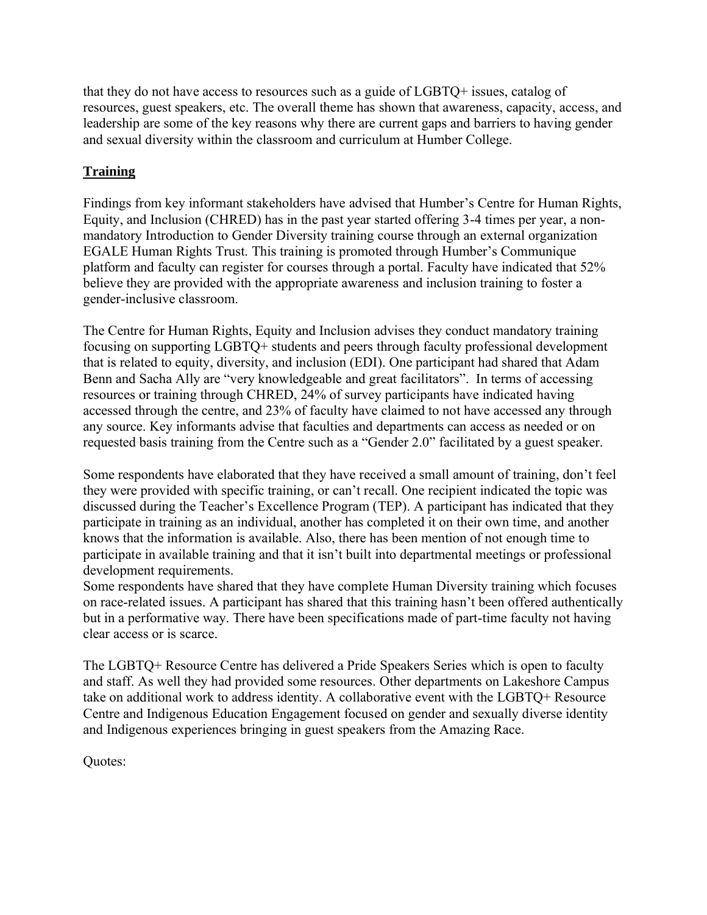that they do not have access to resources such as a guide of LGBTQ+ issues, catalog of resources, guest speakers, etc. The overall theme has shown that awareness, capacity, access, and leadership are some of the key reasons why there are current gaps and barriers to having gender and sexual diversity within the classroom and curriculum at Humber College.

## **Training**

Findings from key informant stakeholders have advised that Humber's Centre for Human Rights, Equity, and Inclusion (CHRED) has in the past year started offering 3-4 times per year, a non-mandatory Introduction to Gender Diversity training course through an external organization EGALE Human Rights Trust. This training is promoted through Humber's Communique platform and faculty can register for courses through a portal. Faculty have indicated that 52% believe they are provided with the appropriate awareness and inclusion training to foster a gender-inclusive classroom.

The Centre for Human Rights, Equity and Inclusion advises they conduct mandatory training focusing on supporting LGBTQ+ students and peers through faculty professional development that is related to equity, diversity, and inclusion (EDI). One participant had shared that Adam Benn and Sacha Ally are "very knowledgeable and great facilitators". In terms of accessing resources or training through CHRED, 24% of survey participants have indicated having accessed through the centre, and 23% of faculty have claimed to not have accessed any through any source. Key informants advise that faculties and departments can access as needed or on requested basis training from the Centre such as a "Gender 2.0" facilitated by a guest speaker.

Some respondents have elaborated that they have received a small amount of training, don't feel they were provided with specific training, or can't recall. One recipient indicated the topic was discussed during the Teacher's Excellence Program (TEP). A participant has indicated that they participate in training as an individual, another has completed it on their own time, and another knows that the information is available. Also, there has been mention of not enough time to participate in available training and that it isn't built into departmental meetings or professional development requirements.

Some respondents have shared that they have complete Human Diversity training which focuses on race-related issues. A participant has shared that this training hasn't been offered authentically but in a performative way. There have been specifications made of part-time faculty not having clear access or is scarce.

The LGBTQ+ Resource Centre has delivered a Pride Speakers Series which is open to faculty and staff. As well they had provided some resources. Other departments on Lakeshore Campus take on additional work to address identity. A collaborative event with the LGBTQ+ Resource Centre and Indigenous Education Engagement focused on gender and sexually diverse identity and Indigenous experiences bringing in guest speakers from the Amazing Race.

Quotes: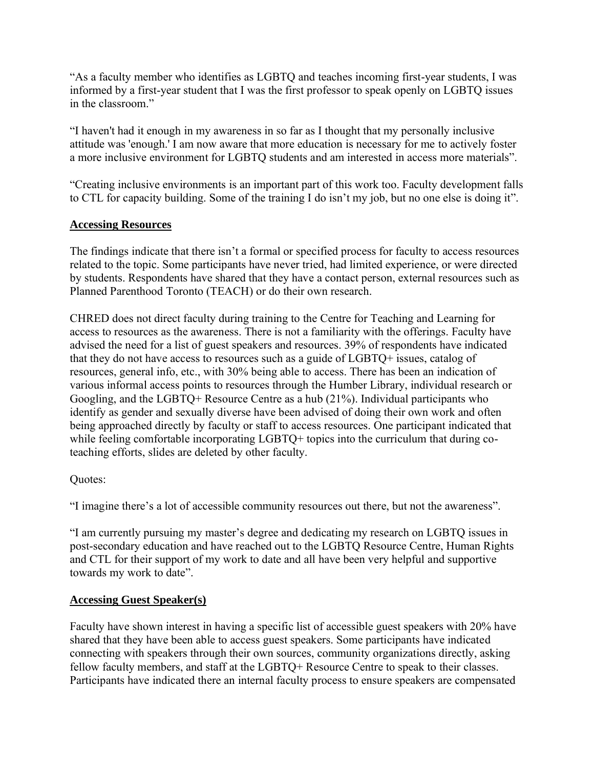"As a faculty member who identifies as LGBTQ and teaches incoming first-year students, I was informed by a first-year student that I was the first professor to speak openly on LGBTQ issues in the classroom."

"I haven't had it enough in my awareness in so far as I thought that my personally inclusive attitude was 'enough.' I am now aware that more education is necessary for me to actively foster a more inclusive environment for LGBTQ students and am interested in access more materials".

"Creating inclusive environments is an important part of this work too. Faculty development falls to CTL for capacity building. Some of the training I do isn't my job, but no one else is doing it".

## Accessing Resources

The findings indicate that there isn't a formal or specified process for faculty to access resources related to the topic. Some participants have never tried, had limited experience, or were directed by students. Respondents have shared that they have a contact person, external resources such as Planned Parenthood Toronto (TEACH) or do their own research.

CHRED does not direct faculty during training to the Centre for Teaching and Learning for access to resources as the awareness. There is not a familiarity with the offerings. Faculty have advised the need for a list of guest speakers and resources. 39% of respondents have indicated that they do not have access to resources such as a guide of LGBTQ+ issues, catalog of resources, general info, etc., with 30% being able to access. There has been an indication of various informal access points to resources through the Humber Library, individual research or Googling, and the LGBTQ+ Resource Centre as a hub (21%). Individual participants who identify as gender and sexually diverse have been advised of doing their own work and often being approached directly by faculty or staff to access resources. One participant indicated that while feeling comfortable incorporating LGBTQ+ topics into the curriculum that during co-teaching efforts, slides are deleted by other faculty.

Quotes:

"I imagine there's a lot of accessible community resources out there, but not the awareness".

"I am currently pursuing my master's degree and dedicating my research on LGBTQ issues in post-secondary education and have reached out to the LGBTQ Resource Centre, Human Rights and CTL for their support of my work to date and all have been very helpful and supportive towards my work to date".

## Accessing Guest Speaker(s)

Faculty have shown interest in having a specific list of accessible guest speakers with 20% have shared that they have been able to access guest speakers. Some participants have indicated connecting with speakers through their own sources, community organizations directly, asking fellow faculty members, and staff at the LGBTQ+ Resource Centre to speak to their classes. Participants have indicated there an internal faculty process to ensure speakers are compensated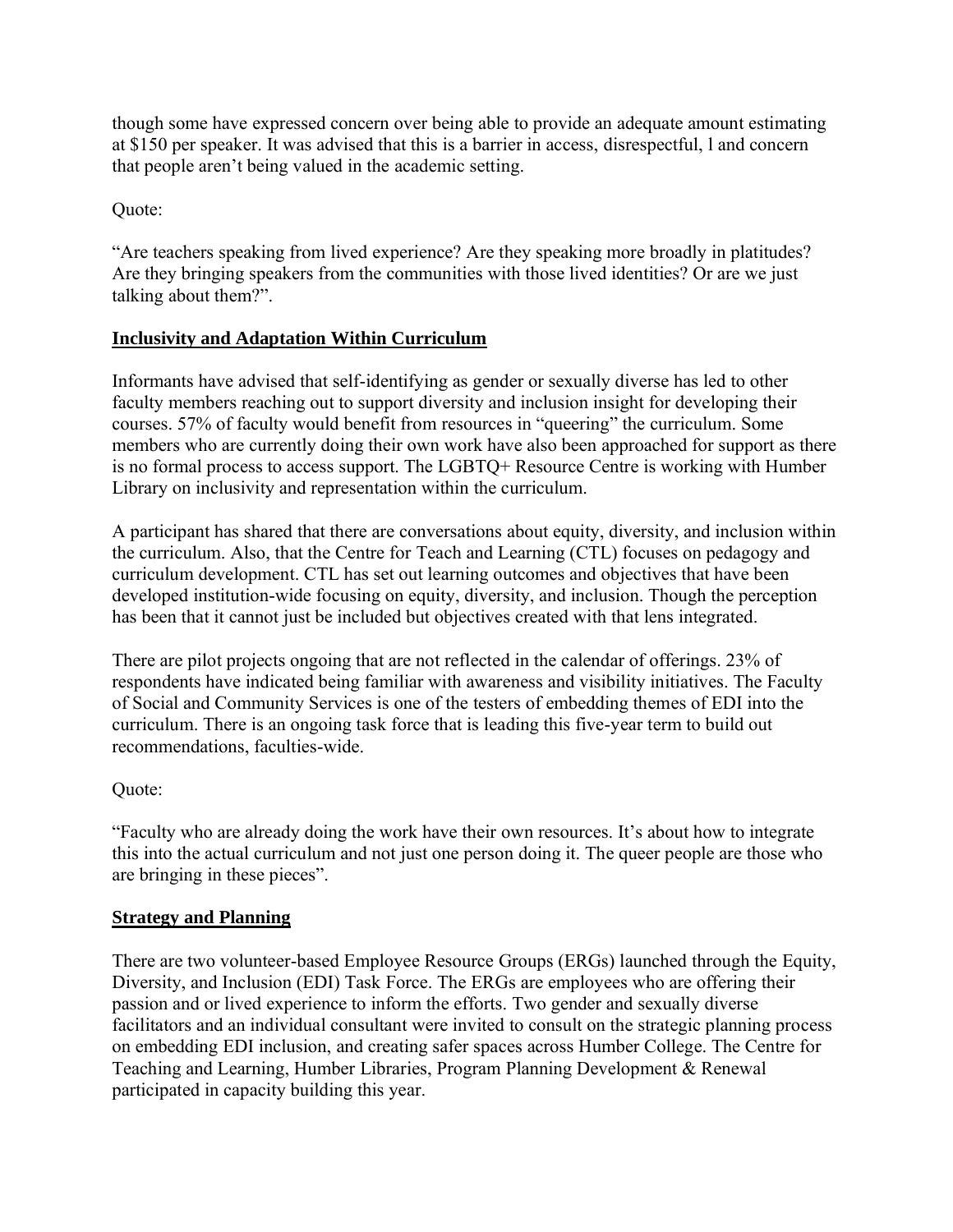though some have expressed concern over being able to provide an adequate amount estimating at $150 per speaker. It was advised that this is a barrier in access, disrespectful, l and concern that people aren't being valued in the academic setting.

Quote:

"Are teachers speaking from lived experience? Are they speaking more broadly in platitudes? Are they bringing speakers from the communities with those lived identities? Or are we just talking about them?".

## Inclusivity and Adaptation Within Curriculum

Informants have advised that self-identifying as gender or sexually diverse has led to other faculty members reaching out to support diversity and inclusion insight for developing their courses. 57% of faculty would benefit from resources in "queering" the curriculum. Some members who are currently doing their own work have also been approached for support as there is no formal process to access support. The LGBTQ+ Resource Centre is working with Humber Library on inclusivity and representation within the curriculum.

A participant has shared that there are conversations about equity, diversity, and inclusion within the curriculum. Also, that the Centre for Teach and Learning (CTL) focuses on pedagogy and curriculum development. CTL has set out learning outcomes and objectives that have been developed institution-wide focusing on equity, diversity, and inclusion. Though the perception has been that it cannot just be included but objectives created with that lens integrated.

There are pilot projects ongoing that are not reflected in the calendar of offerings. 23% of respondents have indicated being familiar with awareness and visibility initiatives. The Faculty of Social and Community Services is one of the testers of embedding themes of EDI into the curriculum. There is an ongoing task force that is leading this five-year term to build out recommendations, faculties-wide.

Quote:

"Faculty who are already doing the work have their own resources. It's about how to integrate this into the actual curriculum and not just one person doing it. The queer people are those who are bringing in these pieces".

## Strategy and Planning

There are two volunteer-based Employee Resource Groups (ERGs) launched through the Equity, Diversity, and Inclusion (EDI) Task Force. The ERGs are employees who are offering their passion and or lived experience to inform the efforts. Two gender and sexually diverse facilitators and an individual consultant were invited to consult on the strategic planning process on embedding EDI inclusion, and creating safer spaces across Humber College. The Centre for Teaching and Learning, Humber Libraries, Program Planning Development & Renewal participated in capacity building this year.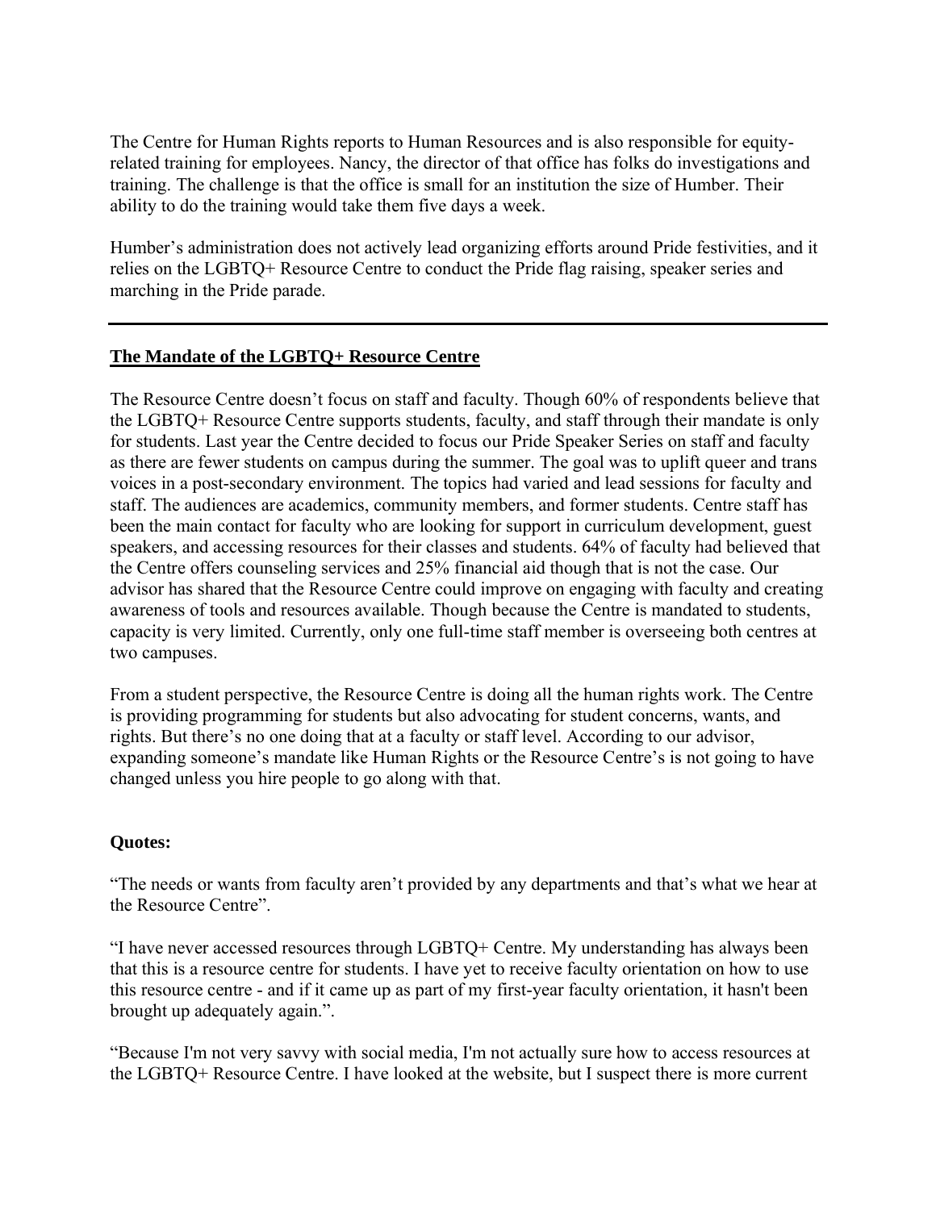The Centre for Human Rights reports to Human Resources and is also responsible for equity-related training for employees. Nancy, the director of that office has folks do investigations and training. The challenge is that the office is small for an institution the size of Humber. Their ability to do the training would take them five days a week.

Humber's administration does not actively lead organizing efforts around Pride festivities, and it relies on the LGBTQ+ Resource Centre to conduct the Pride flag raising, speaker series and marching in the Pride parade.

---

## **The Mandate of the LGBTQ+ Resource Centre**

The Resource Centre doesn't focus on staff and faculty. Though 60% of respondents believe that the LGBTQ+ Resource Centre supports students, faculty, and staff through their mandate is only for students. Last year the Centre decided to focus our Pride Speaker Series on staff and faculty as there are fewer students on campus during the summer. The goal was to uplift queer and trans voices in a post-secondary environment. The topics had varied and lead sessions for faculty and staff. The audiences are academics, community members, and former students. Centre staff has been the main contact for faculty who are looking for support in curriculum development, guest speakers, and accessing resources for their classes and students. 64% of faculty had believed that the Centre offers counseling services and 25% financial aid though that is not the case. Our advisor has shared that the Resource Centre could improve on engaging with faculty and creating awareness of tools and resources available. Though because the Centre is mandated to students, capacity is very limited. Currently, only one full-time staff member is overseeing both centres at two campuses.

From a student perspective, the Resource Centre is doing all the human rights work. The Centre is providing programming for students but also advocating for student concerns, wants, and rights. But there's no one doing that at a faculty or staff level. According to our advisor, expanding someone's mandate like Human Rights or the Resource Centre's is not going to have changed unless you hire people to go along with that.

### **Quotes:**

"The needs or wants from faculty aren't provided by any departments and that's what we hear at the Resource Centre".

"I have never accessed resources through LGBTQ+ Centre. My understanding has always been that this is a resource centre for students. I have yet to receive faculty orientation on how to use this resource centre - and if it came up as part of my first-year faculty orientation, it hasn't been brought up adequately again.".

"Because I'm not very savvy with social media, I'm not actually sure how to access resources at the LGBTQ+ Resource Centre. I have looked at the website, but I suspect there is more current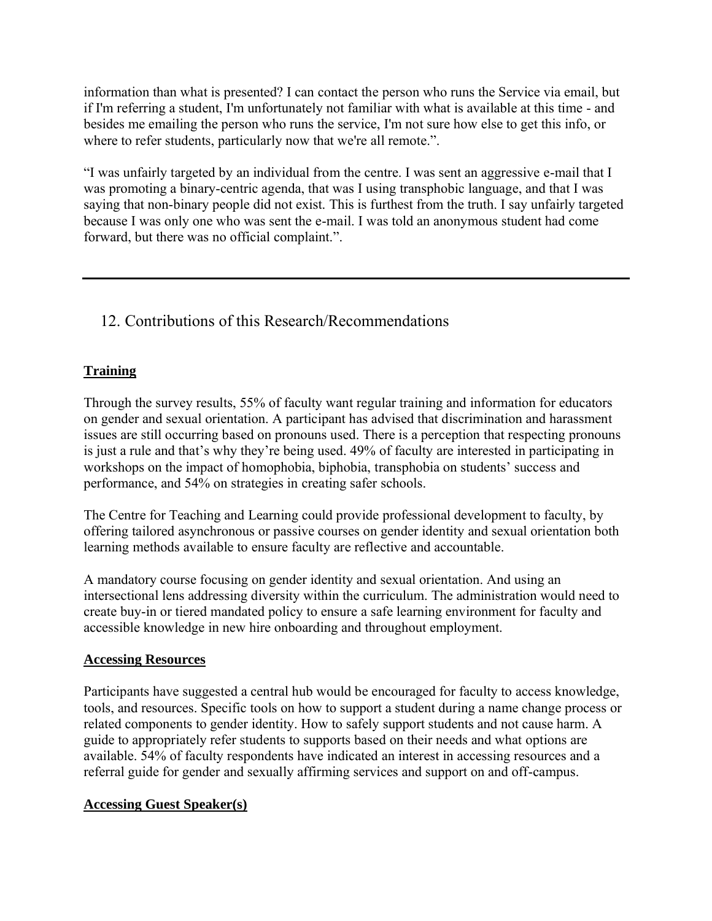information than what is presented? I can contact the person who runs the Service via email, but if I'm referring a student, I'm unfortunately not familiar with what is available at this time - and besides me emailing the person who runs the service, I'm not sure how else to get this info, or where to refer students, particularly now that we're all remote.".

"I was unfairly targeted by an individual from the centre. I was sent an aggressive e-mail that I was promoting a binary-centric agenda, that was I using transphobic language, and that I was saying that non-binary people did not exist. This is furthest from the truth. I say unfairly targeted because I was only one who was sent the e-mail. I was told an anonymous student had come forward, but there was no official complaint.".

---

## 12. Contributions of this Research/Recommendations

**Training**

Through the survey results, 55% of faculty want regular training and information for educators on gender and sexual orientation. A participant has advised that discrimination and harassment issues are still occurring based on pronouns used. There is a perception that respecting pronouns is just a rule and that's why they're being used. 49% of faculty are interested in participating in workshops on the impact of homophobia, biphobia, transphobia on students' success and performance, and 54% on strategies in creating safer schools.

The Centre for Teaching and Learning could provide professional development to faculty, by offering tailored asynchronous or passive courses on gender identity and sexual orientation both learning methods available to ensure faculty are reflective and accountable.

A mandatory course focusing on gender identity and sexual orientation. And using an intersectional lens addressing diversity within the curriculum. The administration would need to create buy-in or tiered mandated policy to ensure a safe learning environment for faculty and accessible knowledge in new hire onboarding and throughout employment.

**Accessing Resources**

Participants have suggested a central hub would be encouraged for faculty to access knowledge, tools, and resources. Specific tools on how to support a student during a name change process or related components to gender identity. How to safely support students and not cause harm. A guide to appropriately refer students to supports based on their needs and what options are available. 54% of faculty respondents have indicated an interest in accessing resources and a referral guide for gender and sexually affirming services and support on and off-campus.

**Accessing Guest Speaker(s)**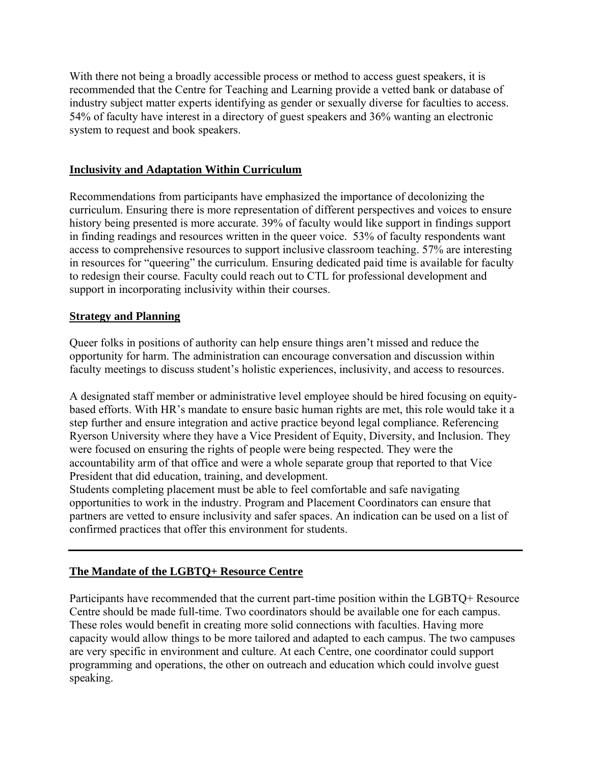With there not being a broadly accessible process or method to access guest speakers, it is recommended that the Centre for Teaching and Learning provide a vetted bank or database of industry subject matter experts identifying as gender or sexually diverse for faculties to access. 54% of faculty have interest in a directory of guest speakers and 36% wanting an electronic system to request and book speakers.

## Inclusivity and Adaptation Within Curriculum

Recommendations from participants have emphasized the importance of decolonizing the curriculum. Ensuring there is more representation of different perspectives and voices to ensure history being presented is more accurate. 39% of faculty would like support in findings support in finding readings and resources written in the queer voice. 53% of faculty respondents want access to comprehensive resources to support inclusive classroom teaching. 57% are interesting in resources for "queering" the curriculum. Ensuring dedicated paid time is available for faculty to redesign their course. Faculty could reach out to CTL for professional development and support in incorporating inclusivity within their courses.

## Strategy and Planning

Queer folks in positions of authority can help ensure things aren't missed and reduce the opportunity for harm. The administration can encourage conversation and discussion within faculty meetings to discuss student's holistic experiences, inclusivity, and access to resources.

A designated staff member or administrative level employee should be hired focusing on equity-based efforts. With HR's mandate to ensure basic human rights are met, this role would take it a step further and ensure integration and active practice beyond legal compliance. Referencing Ryerson University where they have a Vice President of Equity, Diversity, and Inclusion. They were focused on ensuring the rights of people were being respected. They were the accountability arm of that office and were a whole separate group that reported to that Vice President that did education, training, and development.
Students completing placement must be able to feel comfortable and safe navigating opportunities to work in the industry. Program and Placement Coordinators can ensure that partners are vetted to ensure inclusivity and safer spaces. An indication can be used on a list of confirmed practices that offer this environment for students.

---

## The Mandate of the LGBTQ+ Resource Centre

Participants have recommended that the current part-time position within the LGBTQ+ Resource Centre should be made full-time. Two coordinators should be available one for each campus. These roles would benefit in creating more solid connections with faculties. Having more capacity would allow things to be more tailored and adapted to each campus. The two campuses are very specific in environment and culture. At each Centre, one coordinator could support programming and operations, the other on outreach and education which could involve guest speaking.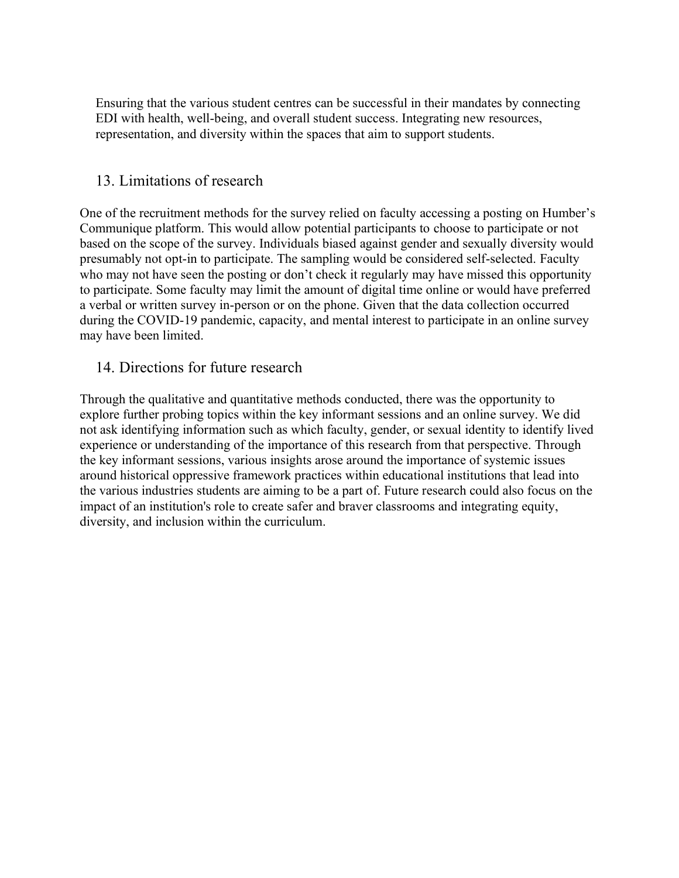Ensuring that the various student centres can be successful in their mandates by connecting EDI with health, well-being, and overall student success. Integrating new resources, representation, and diversity within the spaces that aim to support students.

## 13. Limitations of research

One of the recruitment methods for the survey relied on faculty accessing a posting on Humber's Communique platform. This would allow potential participants to choose to participate or not based on the scope of the survey. Individuals biased against gender and sexually diversity would presumably not opt-in to participate. The sampling would be considered self-selected. Faculty who may not have seen the posting or don't check it regularly may have missed this opportunity to participate. Some faculty may limit the amount of digital time online or would have preferred a verbal or written survey in-person or on the phone. Given that the data collection occurred during the COVID-19 pandemic, capacity, and mental interest to participate in an online survey may have been limited.

## 14. Directions for future research

Through the qualitative and quantitative methods conducted, there was the opportunity to explore further probing topics within the key informant sessions and an online survey. We did not ask identifying information such as which faculty, gender, or sexual identity to identify lived experience or understanding of the importance of this research from that perspective. Through the key informant sessions, various insights arose around the importance of systemic issues around historical oppressive framework practices within educational institutions that lead into the various industries students are aiming to be a part of. Future research could also focus on the impact of an institution's role to create safer and braver classrooms and integrating equity, diversity, and inclusion within the curriculum.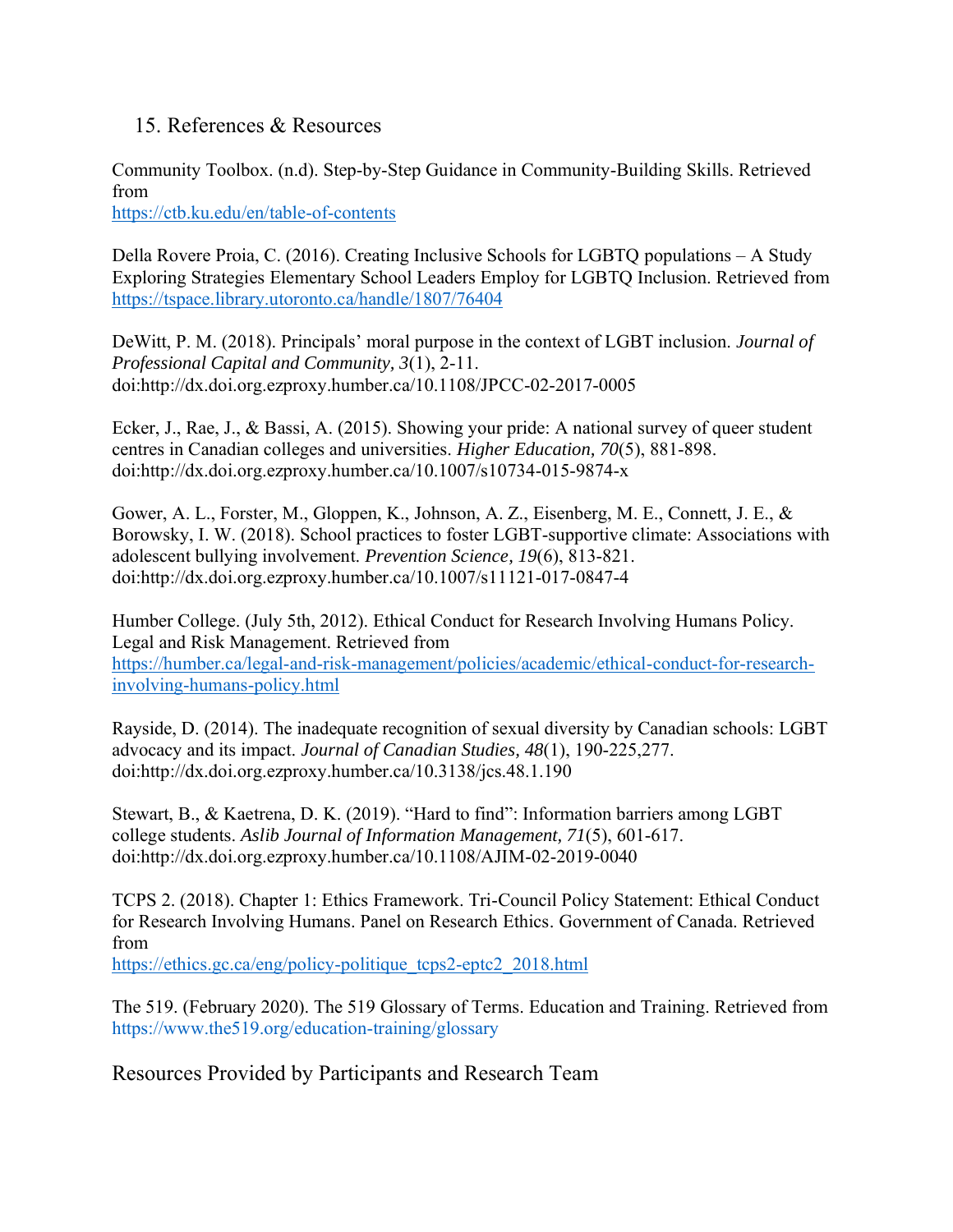## 15. References & Resources

Community Toolbox. (n.d). Step-by-Step Guidance in Community-Building Skills. Retrieved from
https://ctb.ku.edu/en/table-of-contents

Della Rovere Proia, C. (2016). Creating Inclusive Schools for LGBTQ populations – A Study Exploring Strategies Elementary School Leaders Employ for LGBTQ Inclusion. Retrieved from https://tspace.library.utoronto.ca/handle/1807/76404

DeWitt, P. M. (2018). Principals' moral purpose in the context of LGBT inclusion. *Journal of Professional Capital and Community, 3*(1), 2-11. doi:http://dx.doi.org.ezproxy.humber.ca/10.1108/JPCC-02-2017-0005

Ecker, J., Rae, J., & Bassi, A. (2015). Showing your pride: A national survey of queer student centres in Canadian colleges and universities. *Higher Education, 70*(5), 881-898. doi:http://dx.doi.org.ezproxy.humber.ca/10.1007/s10734-015-9874-x

Gower, A. L., Forster, M., Gloppen, K., Johnson, A. Z., Eisenberg, M. E., Connett, J. E., & Borowsky, I. W. (2018). School practices to foster LGBT-supportive climate: Associations with adolescent bullying involvement. *Prevention Science, 19*(6), 813-821. doi:http://dx.doi.org.ezproxy.humber.ca/10.1007/s11121-017-0847-4

Humber College. (July 5th, 2012). Ethical Conduct for Research Involving Humans Policy. Legal and Risk Management. Retrieved from
https://humber.ca/legal-and-risk-management/policies/academic/ethical-conduct-for-research-involving-humans-policy.html

Rayside, D. (2014). The inadequate recognition of sexual diversity by Canadian schools: LGBT advocacy and its impact. *Journal of Canadian Studies, 48*(1), 190-225,277. doi:http://dx.doi.org.ezproxy.humber.ca/10.3138/jcs.48.1.190

Stewart, B., & Kaetrena, D. K. (2019). "Hard to find": Information barriers among LGBT college students. *Aslib Journal of Information Management, 71*(5), 601-617. doi:http://dx.doi.org.ezproxy.humber.ca/10.1108/AJIM-02-2019-0040

TCPS 2. (2018). Chapter 1: Ethics Framework. Tri-Council Policy Statement: Ethical Conduct for Research Involving Humans. Panel on Research Ethics. Government of Canada. Retrieved from
https://ethics.gc.ca/eng/policy-politique_tcps2-eptc2_2018.html

The 519. (February 2020). The 519 Glossary of Terms. Education and Training. Retrieved from https://www.the519.org/education-training/glossary

### Resources Provided by Participants and Research Team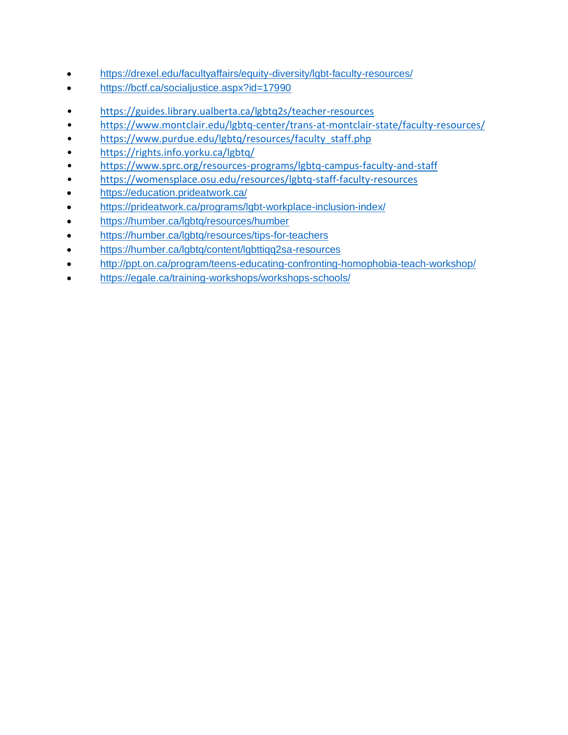- https://drexel.edu/facultyaffairs/equity-diversity/lgbt-faculty-resources/
- https://bctf.ca/socialjustice.aspx?id=17990
- https://guides.library.ualberta.ca/lgbtq2s/teacher-resources
- https://www.montclair.edu/lgbtq-center/trans-at-montclair-state/faculty-resources/
- https://www.purdue.edu/lgbtq/resources/faculty_staff.php
- https://rights.info.yorku.ca/lgbtq/
- https://www.sprc.org/resources-programs/lgbtq-campus-faculty-and-staff
- https://womensplace.osu.edu/resources/lgbtq-staff-faculty-resources
- https://education.prideatwork.ca/
- https://prideatwork.ca/programs/lgbt-workplace-inclusion-index/
- https://humber.ca/lgbtq/resources/humber
- https://humber.ca/lgbtq/resources/tips-for-teachers
- https://humber.ca/lgbtq/content/lgbttiqq2sa-resources
- http://ppt.on.ca/program/teens-educating-confronting-homophobia-teach-workshop/
- https://egale.ca/training-workshops/workshops-schools/